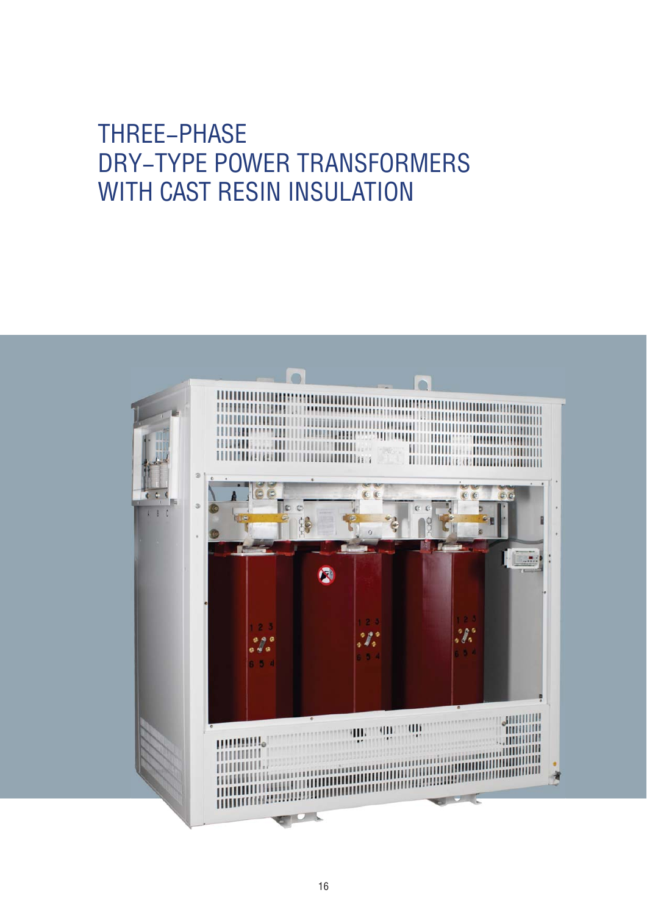# THREE–PHASE DRY–TYPE POWER TRANSFORMERS WITH CAST RESIN INSULATION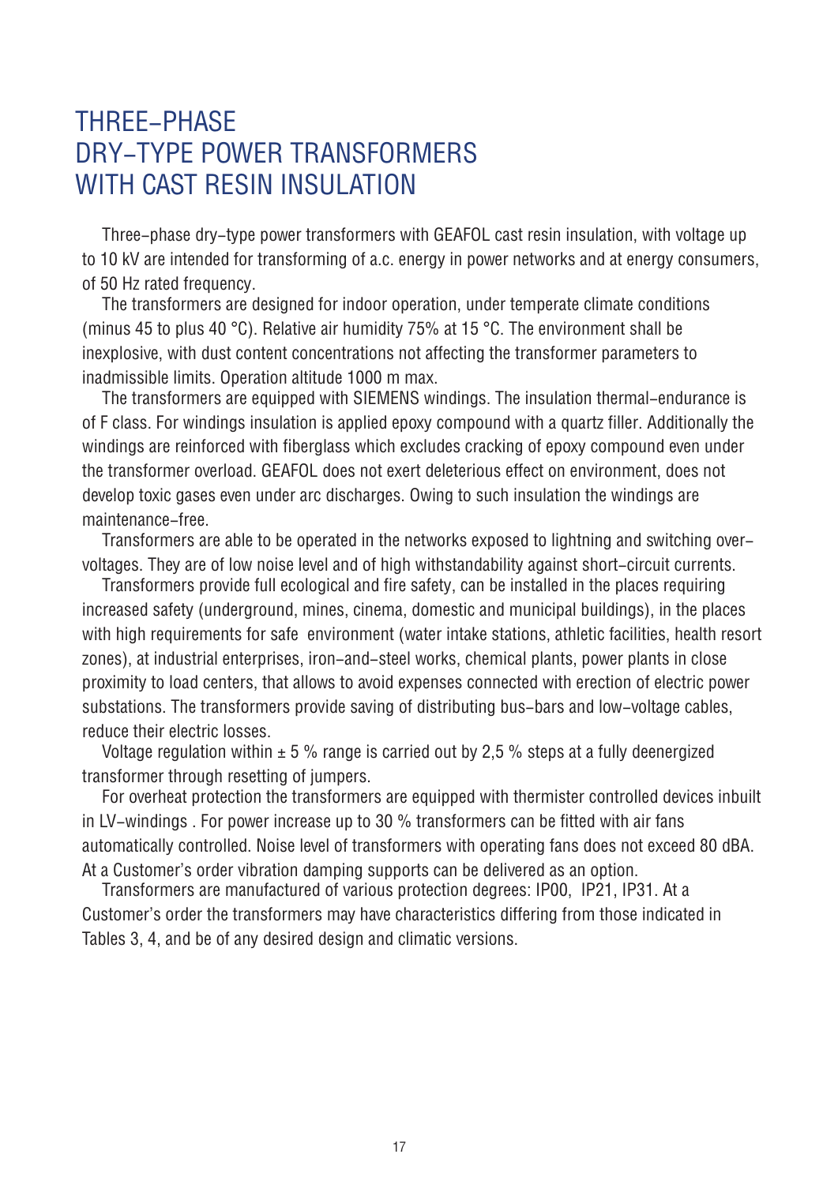# THREE–PHASE DRY–TYPE POWER TRANSFORMERS WITH CAST RESIN INSULATION

Three–phase dry–type power transformers with GEAFOL cast resin insulation, with voltage up to 10 kV are intended for transforming of a.c. energy in power networks and at energy consumers, of 50 Hz rated frequency.

The transformers are designed for indoor operation, under temperate climate conditions (minus 45 to plus 40 °C). Relative air humidity 75% at 15 °C. The environment shall be inexplosive, with dust content concentrations not affecting the transformer parameters to inadmissible limits. Operation altitude 1000 m max.

The transformers are equipped with SIEMENS windings. The insulation thermal–endurance is of F class. For windings insulation is applied epoxy compound with a quartz filler. Additionally the windings are reinforced with fiberglass which excludes cracking of epoxy compound even under the transformer overload. GEAFOL does not exert deleterious effect on environment, does not develop toxic gases even under arc discharges. Owing to such insulation the windings are maintenance–free.

Transformers are able to be operated in the networks exposed to lightning and switching over–voltages. They are of low noise level and of high withstandability against short–circuit currents.

Transformers provide full ecological and fire safety, can be installed in the places requiring increased safety (underground, mines, cinema, domestic and municipal buildings), in the places with high requirements for safe environment (water intake stations, athletic facilities, health resort zones), at industrial enterprises, iron–and–steel works, chemical plants, power plants in close proximity to load centers, that allows to avoid expenses connected with erection of electric power substations. The transformers provide saving of distributing bus–bars and low–voltage cables, reduce their electric losses.

Voltage regulation within ± 5 % range is carried out by 2,5 % steps at a fully deenergized transformer through resetting of jumpers.

For overheat protection the transformers are equipped with thermister controlled devices inbuilt in LV–windings . For power increase up to 30 % transformers can be fitted with air fans automatically controlled. Noise level of transformers with operating fans does not exceed 80 dBA. At a Customer's order vibration damping supports can be delivered as an option.

Transformers are manufactured of various protection degrees: IP00, IP21, IP31. At a Customer's order the transformers may have characteristics differing from those indicated in Tables 3, 4, and be of any desired design and climatic versions.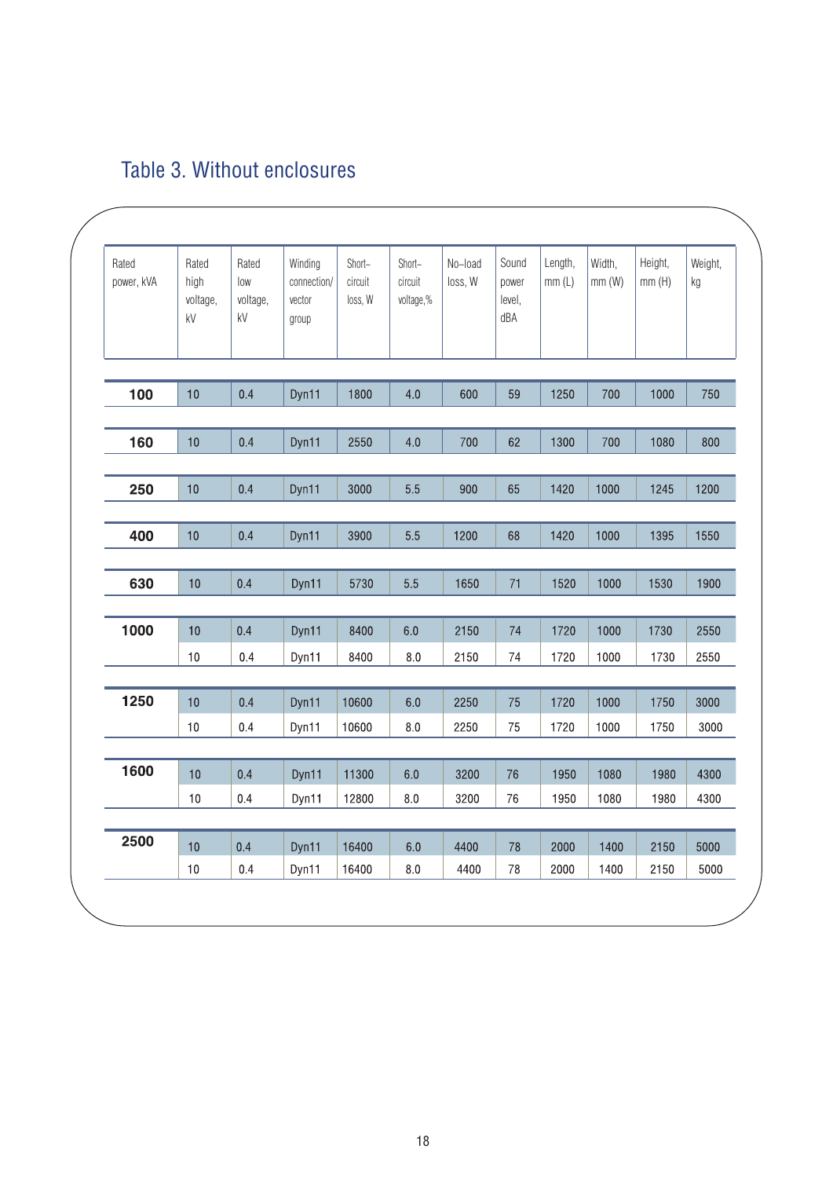## Table 3. Without enclosures

| Rated power, kVA | Rated high voltage, kV | Rated low voltage, kV | Winding connection/ vector group | Short-circuit loss, W | Short-circuit voltage,% | No-load loss, W | Sound power level, dBA | Length, mm (L) | Width, mm (W) | Height, mm (H) | Weight, kg |
|---|---|---|---|---|---|---|---|---|---|---|---|
| **100** | 10 | 0.4 | Dyn11 | 1800 | 4.0 | 600 | 59 | 1250 | 700 | 1000 | 750 |
| **160** | 10 | 0.4 | Dyn11 | 2550 | 4.0 | 700 | 62 | 1300 | 700 | 1080 | 800 |
| **250** | 10 | 0.4 | Dyn11 | 3000 | 5.5 | 900 | 65 | 1420 | 1000 | 1245 | 1200 |
| **400** | 10 | 0.4 | Dyn11 | 3900 | 5.5 | 1200 | 68 | 1420 | 1000 | 1395 | 1550 |
| **630** | 10 | 0.4 | Dyn11 | 5730 | 5.5 | 1650 | 71 | 1520 | 1000 | 1530 | 1900 |
| **1000** | 10 | 0.4 | Dyn11 | 8400 | 6.0 | 2150 | 74 | 1720 | 1000 | 1730 | 2550 |
| | 10 | 0.4 | Dyn11 | 8400 | 8.0 | 2150 | 74 | 1720 | 1000 | 1730 | 2550 |
| **1250** | 10 | 0.4 | Dyn11 | 10600 | 6.0 | 2250 | 75 | 1720 | 1000 | 1750 | 3000 |
| | 10 | 0.4 | Dyn11 | 10600 | 8.0 | 2250 | 75 | 1720 | 1000 | 1750 | 3000 |
| **1600** | 10 | 0.4 | Dyn11 | 11300 | 6.0 | 3200 | 76 | 1950 | 1080 | 1980 | 4300 |
| | 10 | 0.4 | Dyn11 | 12800 | 8.0 | 3200 | 76 | 1950 | 1080 | 1980 | 4300 |
| **2500** | 10 | 0.4 | Dyn11 | 16400 | 6.0 | 4400 | 78 | 2000 | 1400 | 2150 | 5000 |
| | 10 | 0.4 | Dyn11 | 16400 | 8.0 | 4400 | 78 | 2000 | 1400 | 2150 | 5000 |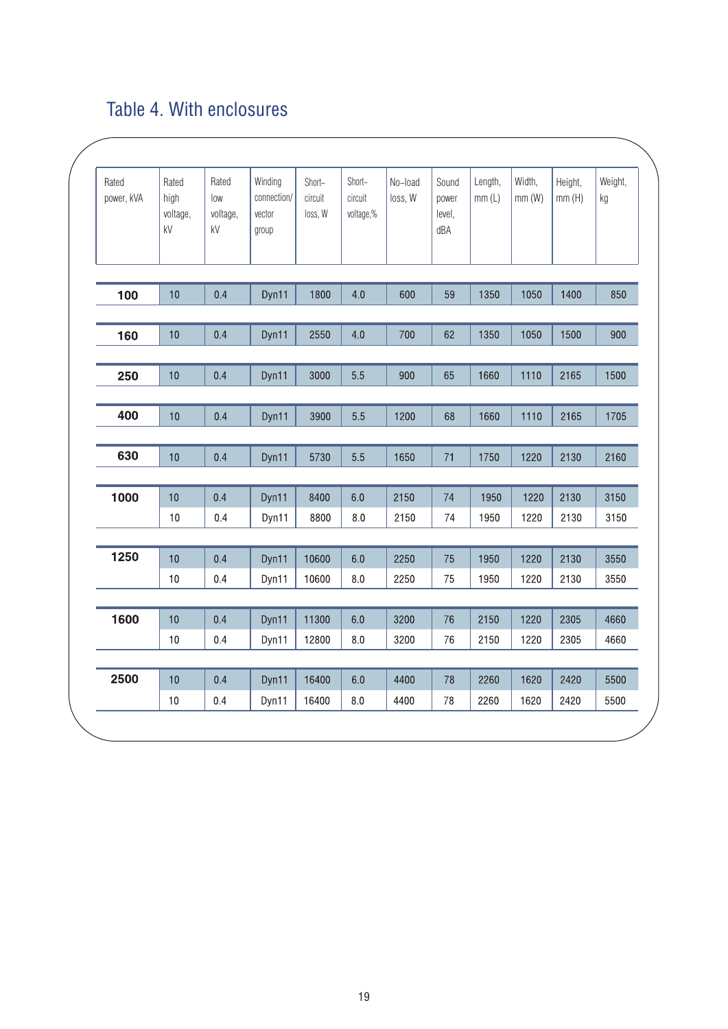## Table 4. With enclosures

| Rated power, kVA | Rated high voltage, kV | Rated low voltage, kV | Winding connection/ vector group | Short–circuit loss, W | Short–circuit voltage,% | No–load loss, W | Sound power level, dBA | Length, mm (L) | Width, mm (W) | Height, mm (H) | Weight, kg |
|---|---|---|---|---|---|---|---|---|---|---|---|
| **100** | 10 | 0.4 | Dyn11 | 1800 | 4.0 | 600 | 59 | 1350 | 1050 | 1400 | 850 |
| **160** | 10 | 0.4 | Dyn11 | 2550 | 4.0 | 700 | 62 | 1350 | 1050 | 1500 | 900 |
| **250** | 10 | 0.4 | Dyn11 | 3000 | 5.5 | 900 | 65 | 1660 | 1110 | 2165 | 1500 |
| **400** | 10 | 0.4 | Dyn11 | 3900 | 5.5 | 1200 | 68 | 1660 | 1110 | 2165 | 1705 |
| **630** | 10 | 0.4 | Dyn11 | 5730 | 5.5 | 1650 | 71 | 1750 | 1220 | 2130 | 2160 |
| **1000** | 10 | 0.4 | Dyn11 | 8400 | 6.0 | 2150 | 74 | 1950 | 1220 | 2130 | 3150 |
| | 10 | 0.4 | Dyn11 | 8800 | 8.0 | 2150 | 74 | 1950 | 1220 | 2130 | 3150 |
| **1250** | 10 | 0.4 | Dyn11 | 10600 | 6.0 | 2250 | 75 | 1950 | 1220 | 2130 | 3550 |
| | 10 | 0.4 | Dyn11 | 10600 | 8.0 | 2250 | 75 | 1950 | 1220 | 2130 | 3550 |
| **1600** | 10 | 0.4 | Dyn11 | 11300 | 6.0 | 3200 | 76 | 2150 | 1220 | 2305 | 4660 |
| | 10 | 0.4 | Dyn11 | 12800 | 8.0 | 3200 | 76 | 2150 | 1220 | 2305 | 4660 |
| **2500** | 10 | 0.4 | Dyn11 | 16400 | 6.0 | 4400 | 78 | 2260 | 1620 | 2420 | 5500 |
| | 10 | 0.4 | Dyn11 | 16400 | 8.0 | 4400 | 78 | 2260 | 1620 | 2420 | 5500 |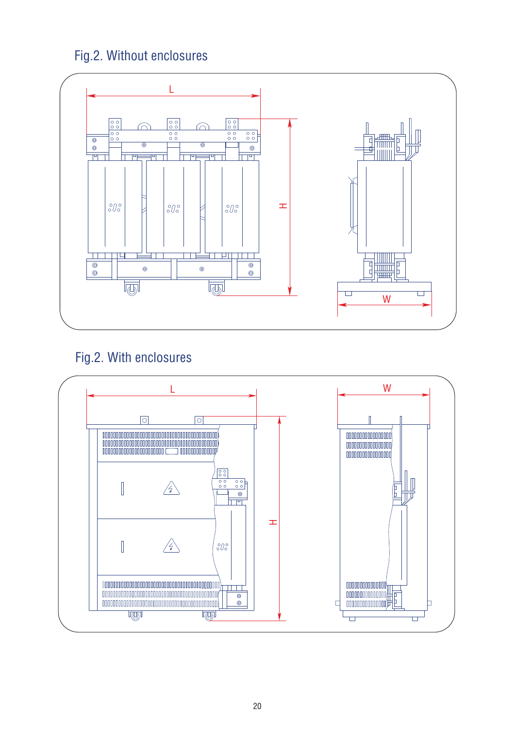## Fig.2. Without enclosures

L

H

W

## Fig.2. With enclosures

L

H

W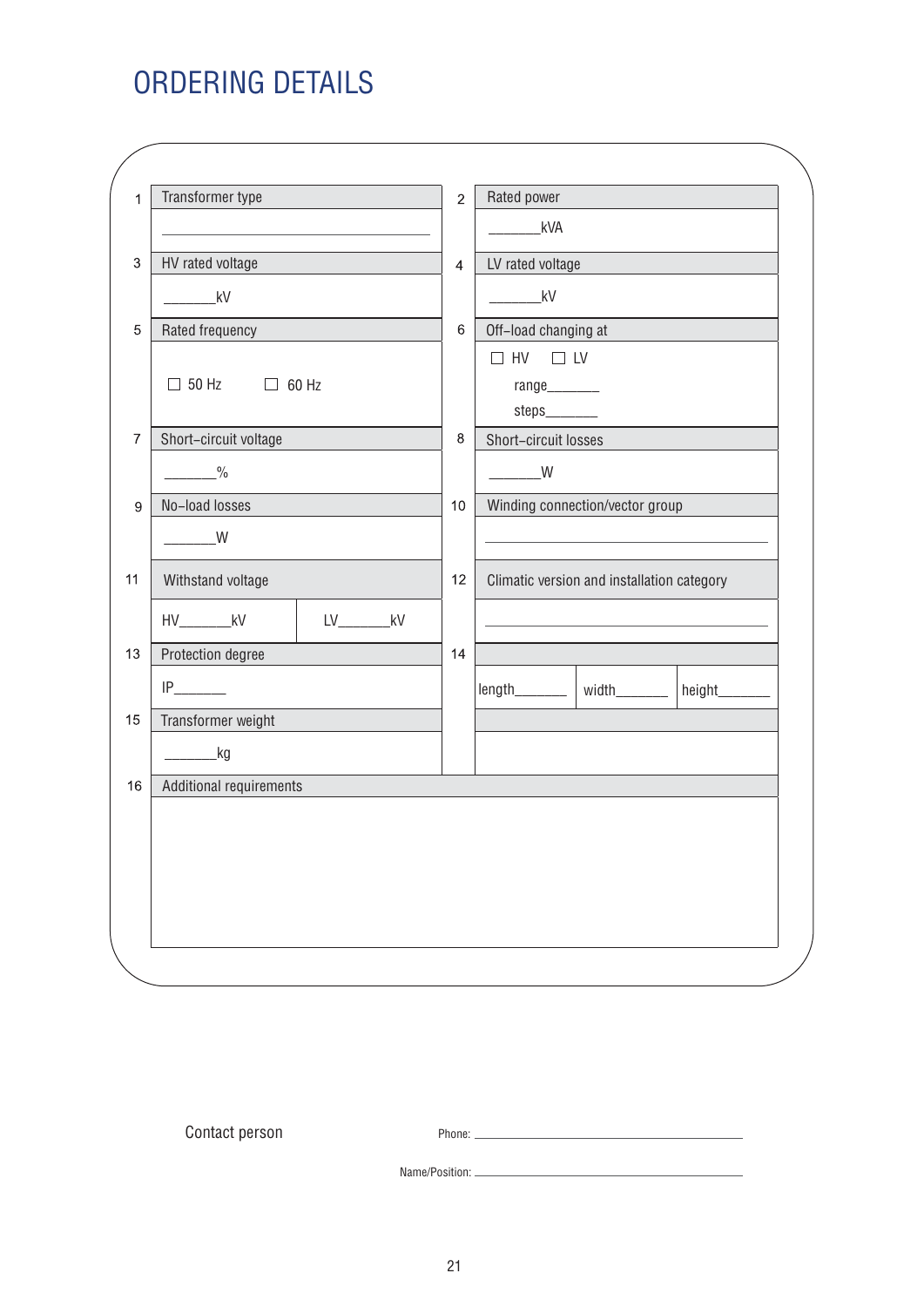# ORDERING DETAILS

| | | | |
|---|---|---|---|
| 1 | Transformer type<br>\_\_\_\_\_\_\_\_\_\_\_\_\_\_\_\_\_\_\_\_\_\_\_\_\_\_\_\_\_\_\_\_ | 2 | Rated power<br>\_\_\_\_\_\_\_kVA |
| 3 | HV rated voltage<br>\_\_\_\_\_\_\_kV | 4 | LV rated voltage<br>\_\_\_\_\_\_\_kV |
| 5 | Rated frequency<br>☐ 50 Hz ☐ 60 Hz | 6 | Off–load changing at<br>☐ HV ☐ LV<br>range\_\_\_\_\_\_\_<br>steps\_\_\_\_\_\_\_ |
| 7 | Short–circuit voltage<br>\_\_\_\_\_\_\_% | 8 | Short–circuit losses<br>\_\_\_\_\_\_\_W |
| 9 | No–load losses<br>\_\_\_\_\_\_\_W | 10 | Winding connection/vector group<br>\_\_\_\_\_\_\_\_\_\_\_\_\_\_\_\_\_\_\_\_\_\_\_\_\_\_\_\_\_\_\_\_ |
| 11 | Withstand voltage<br>HV\_\_\_\_\_\_\_kV LV\_\_\_\_\_\_\_kV | 12 | Climatic version and installation category<br>\_\_\_\_\_\_\_\_\_\_\_\_\_\_\_\_\_\_\_\_\_\_\_\_\_\_\_\_\_\_\_\_ |
| 13 | Protection degree<br>IP\_\_\_\_\_\_\_ | 14 | length\_\_\_\_\_\_\_ width\_\_\_\_\_\_\_ height\_\_\_\_\_\_\_ |
| 15 | Transformer weight<br>\_\_\_\_\_\_\_kg | | |
| 16 | Additional requirements | | |

Contact person

Phone: \_\_\_\_\_\_\_\_\_\_\_\_\_\_\_\_\_\_\_\_\_\_\_\_\_\_\_\_\_\_\_\_

Name/Position: \_\_\_\_\_\_\_\_\_\_\_\_\_\_\_\_\_\_\_\_\_\_\_\_\_\_\_\_\_\_\_\_